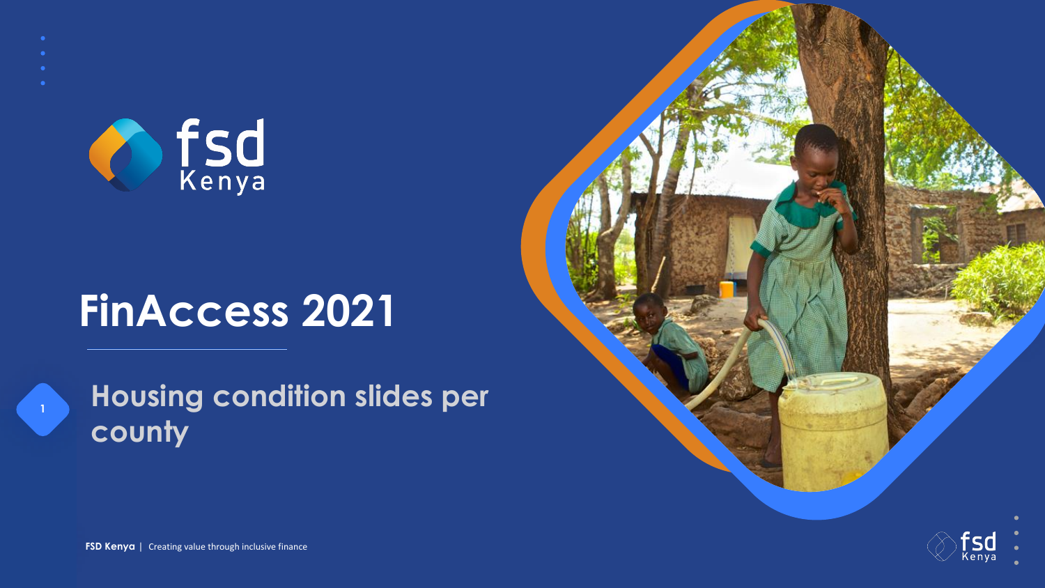fsd Kenya

# FinAccess 2021

1

## Housing condition slides per county

**FSD Kenya** | Creating value through inclusive finance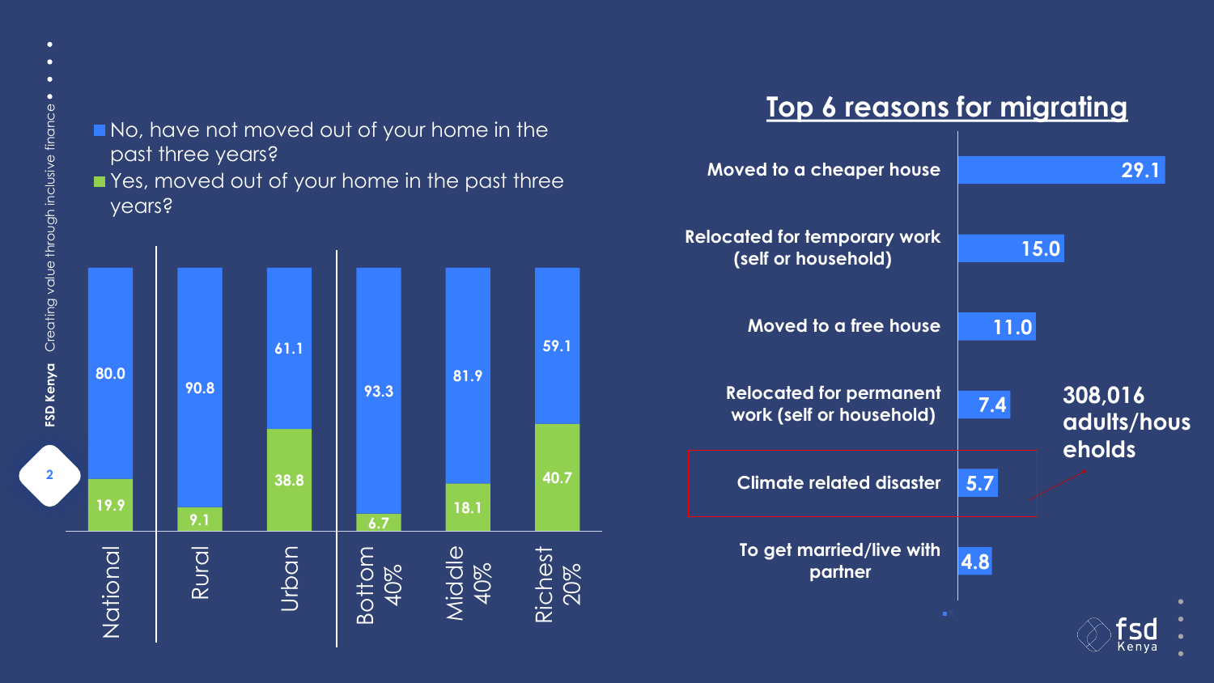No, have not moved out of your home in the past three years?

Yes, moved out of your home in the past three years?

National
80.0
19.9

Rural
90.8
9.1

Urban
61.1
38.8

Bottom 40%
93.3
6.7

Middle 40%
81.9
18.1

Richest 20%
59.1
40.7

## Top 6 reasons for migrating

Moved to a cheaper house 29.1

Relocated for temporary work (self or household) 15.0

Moved to a free house 11.0

Relocated for permanent work (self or household) 7.4

Climate related disaster 5.7

To get married/live with partner 4.8

308,016 adults/households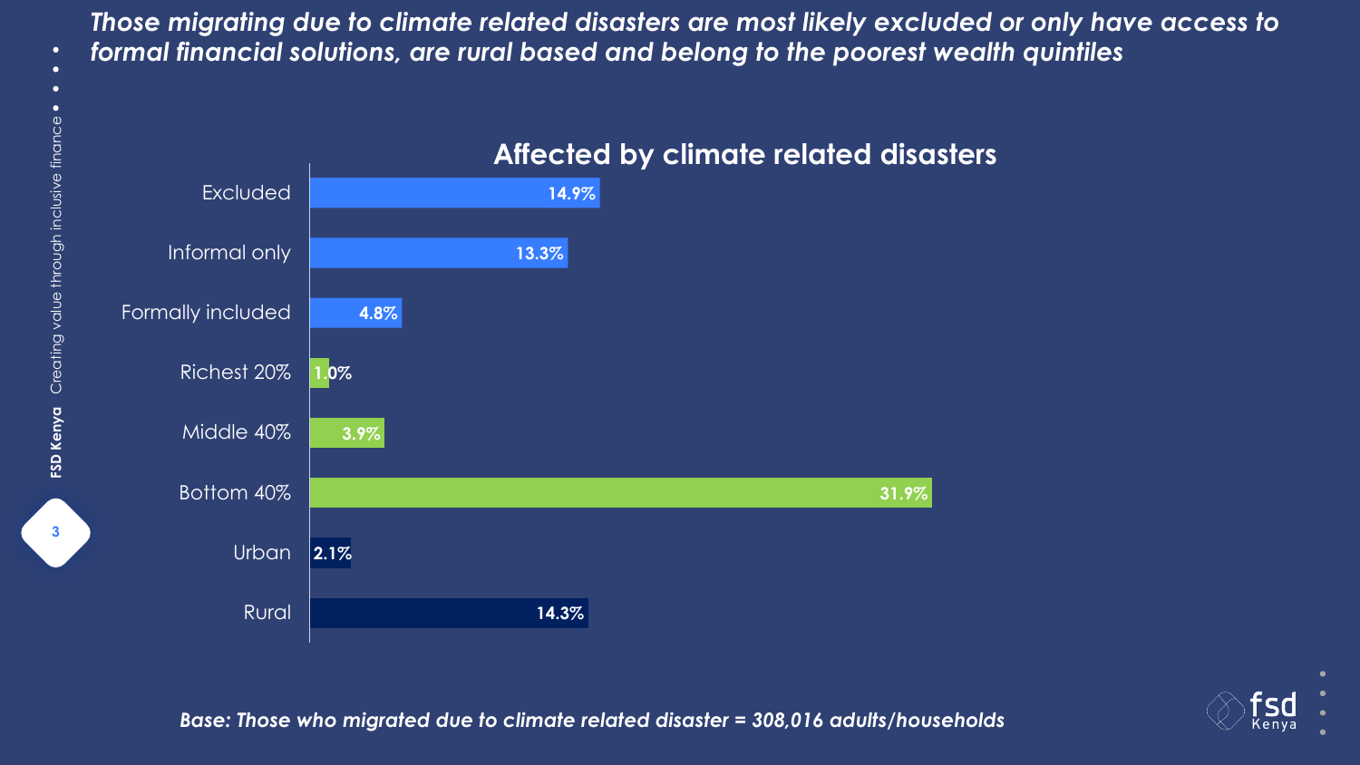# Those migrating due to climate related disasters are most likely excluded or only have access to formal financial solutions, are rural based and belong to the poorest wealth quintiles

## Affected by climate related disasters

Excluded 14.9%

Informal only 13.3%

Formally included 4.8%

Richest 20% 1.0%

Middle 40% 3.9%

Bottom 40% 31.9%

Urban 2.1%

Rural 14.3%

***Base: Those who migrated due to climate related disaster = 308,016 adults/households***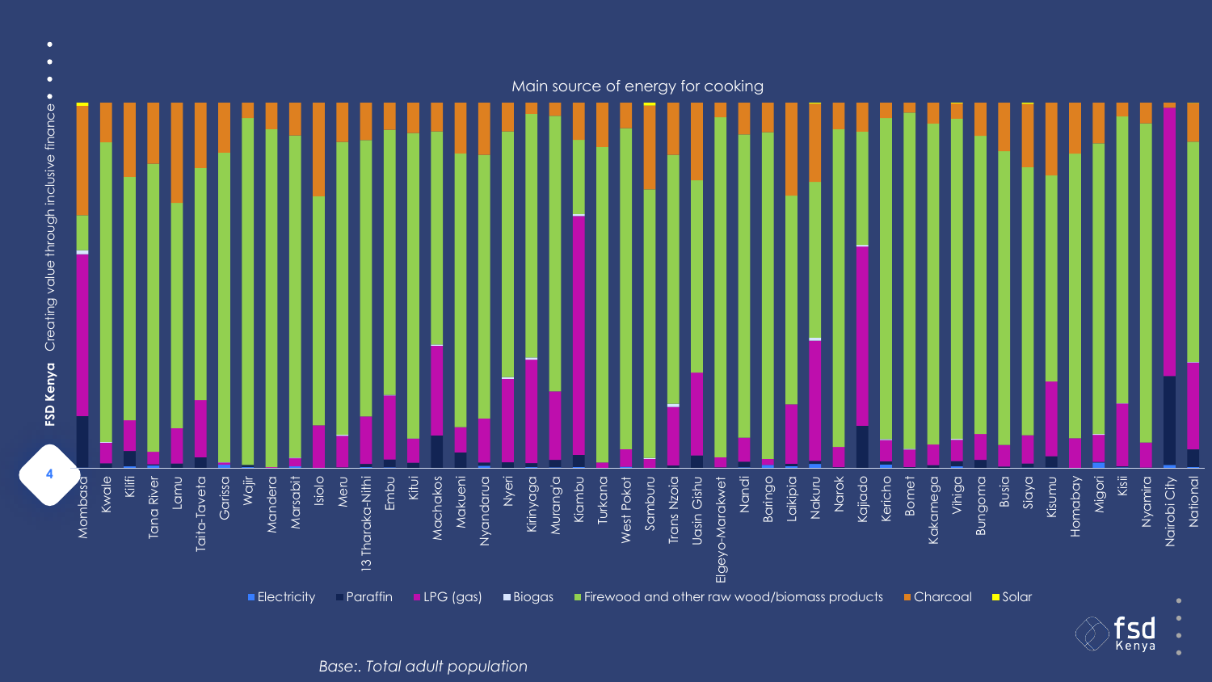Main source of energy for cooking

Mombasa
Kwale
Kilifi
Tana River
Lamu
Taita-Taveta
Garissa
Wajir
Mandera
Marsabit
Isiolo
Meru
13 Tharaka-Nithi
Embu
Kitui
Machakos
Makueni
Nyandarua
Nyeri
Kirinyaga
Murang'a
Kiambu
Turkana
West Pokot
Samburu
Trans Nzoia
Uasin Gishu
Elgeyo-Marakwet
Nandi
Baringo
Laikipia
Nakuru
Narok
Kajiado
Kericho
Bomet
Kakamega
Vihiga
Bungoma
Busia
Siaya
Kisumu
Homabay
Migori
Kisii
Nyamira
Nairobi City
National

Electricity
Paraffin
LPG (gas)
Biogas
Firewood and other raw wood/biomass products
Charcoal
Solar

*Base:. Total adult population*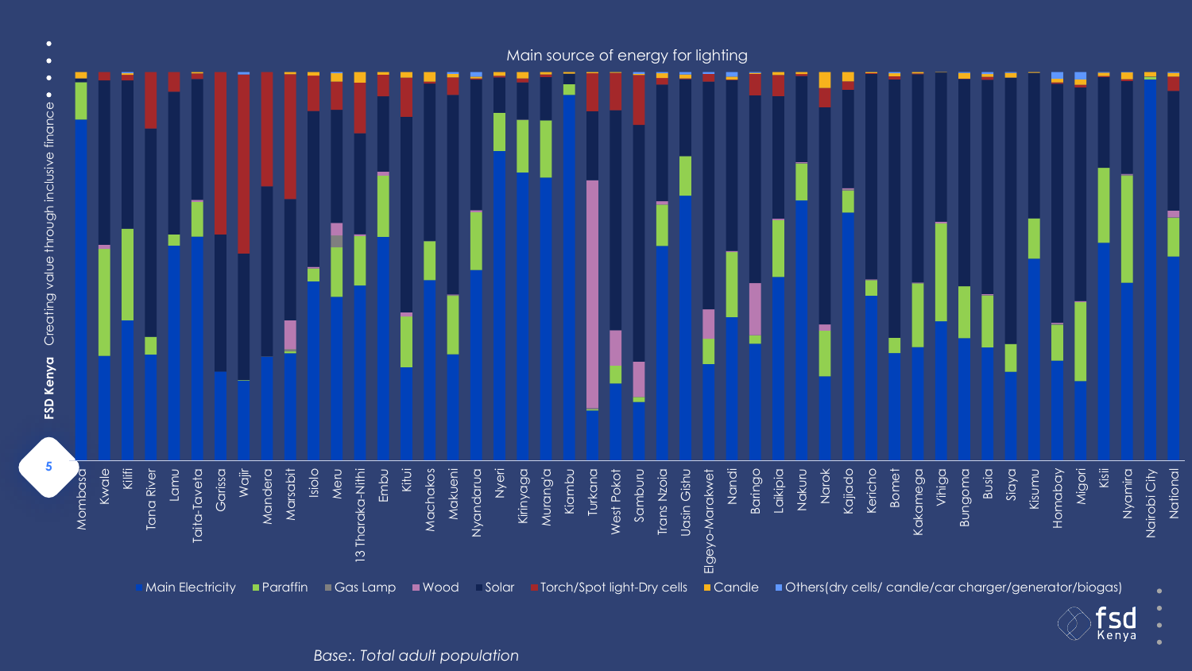## Main source of energy for lighting

Mombasa
Kwale
Kilifi
Tana River
Lamu
Taita-Taveta
Garissa
Wajir
Mandera
Marsabit
Isiolo
Meru
13 Tharaka-Nithi
Embu
Kitui
Machakos
Makueni
Nyandarua
Nyeri
Kirinyaga
Murang'a
Kiambu
Turkana
West Pokot
Samburu
Trans Nzoia
Uasin Gishu
Elgeyo-Marakwet
Nandi
Baringo
Laikipia
Nakuru
Narok
Kajiado
Kericho
Bomet
Kakamega
Vihiga
Bungoma
Busia
Siaya
Kisumu
Homabay
Migori
Kisii
Nyamira
Nairobi City
National

Main Electricity · Paraffin · Gas Lamp · Wood · Solar · Torch/Spot light-Dry cells · Candle · Others(dry cells/ candle/car charger/generator/biogas)

*Base:. Total adult population*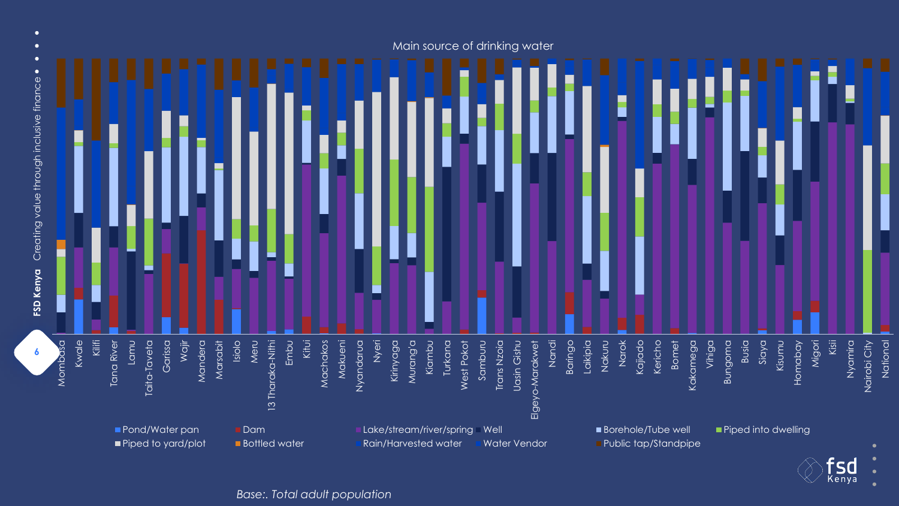Main source of drinking water

Mombasa
Kwale
Kilifi
Tana River
Lamu
Taita-Taveta
Garissa
Wajir
Mandera
Marsabit
Isiolo
Meru
13 Tharaka-Nithi
Embu
Kitui
Machakos
Makueni
Nyandarua
Nyeri
Kirinyaga
Murang'a
Kiambu
Turkana
West Pokot
Samburu
Trans Nzoia
Uasin Gishu
Elgeyo-Marakwet
Nandi
Baringo
Laikipia
Nakuru
Narok
Kajiado
Kericho
Bomet
Kakamega
Vihiga
Bungoma
Busia
Siaya
Kisumu
Homabay
Migori
Kisii
Nyamira
Nairobi City
National

Pond/Water pan
Dam
Lake/stream/river/spring
Well
Borehole/Tube well
Piped into dwelling
Piped to yard/plot
Bottled water
Rain/Harvested water
Water Vendor
Public tap/Standpipe

*Base:. Total adult population*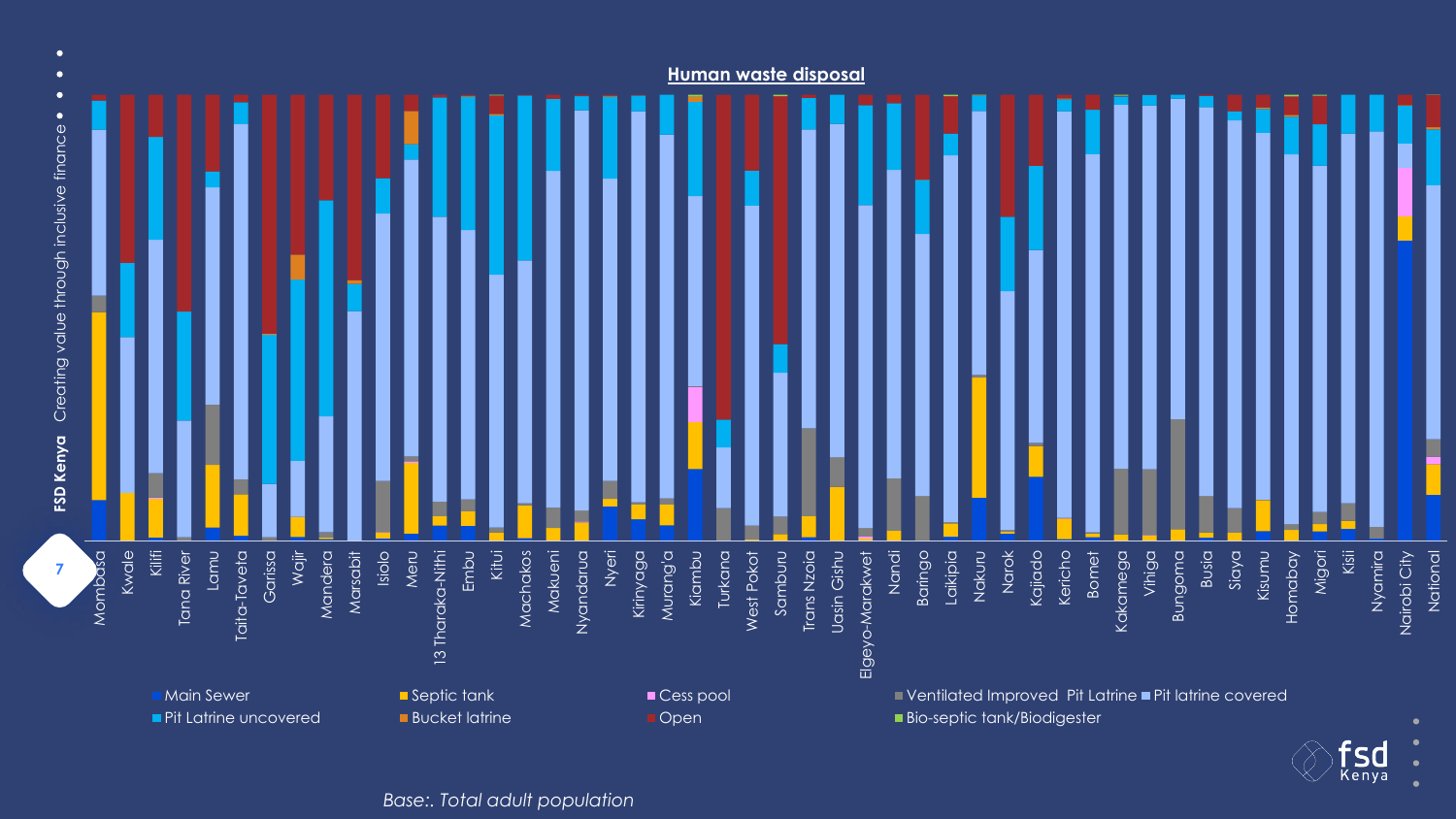## Human waste disposal

Mombasa
Kwale
Kilifi
Tana River
Lamu
Taita-Taveta
Garissa
Wajir
Mandera
Marsabit
Isiolo
Meru
13 Tharaka-Nithi
Embu
Kitui
Machakos
Makueni
Nyandarua
Nyeri
Kirinyaga
Murang'a
Kiambu
Turkana
West Pokot
Samburu
Trans Nzoia
Uasin Gishu
Elgeyo-Marakwet
Nandi
Baringo
Laikipia
Nakuru
Narok
Kajiado
Kericho
Bomet
Kakamega
Vihiga
Bungoma
Busia
Siaya
Kisumu
Homabay
Migori
Kisii
Nyamira
Nairobi City
National

Main Sewer
Septic tank
Cess pool
Ventilated Improved Pit Latrine
Pit latrine covered
Pit Latrine uncovered
Bucket latrine
Open
Bio-septic tank/Biodigester

*Base:. Total adult population*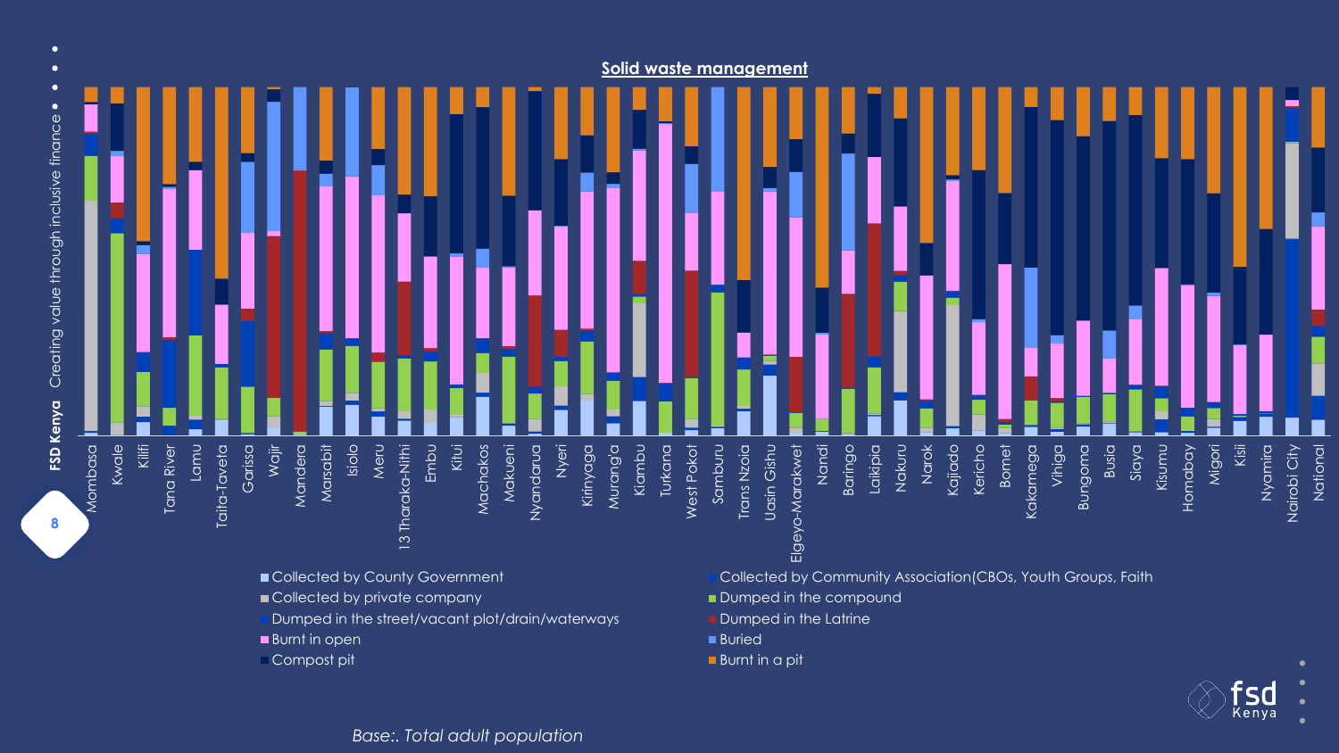## Solid waste management

Mombasa
Kwale
Kilifi
Tana River
Lamu
Taita-Taveta
Garissa
Wajir
Mandera
Marsabit
Isiolo
Meru
13 Tharaka-Nithi
Embu
Kitui
Machakos
Makueni
Nyandarua
Nyeri
Kirinyaga
Murang'a
Kiambu
Turkana
West Pokot
Samburu
Trans Nzoia
Uasin Gishu
Elgeyo-Marakwet
Nandi
Baringo
Laikipia
Nakuru
Narok
Kajiado
Kericho
Bomet
Kakamega
Vihiga
Bungoma
Busia
Siaya
Kisumu
Homabay
Migori
Kisii
Nyamira
Nairobi City
National

- Collected by County Government
- Collected by Community Association(CBOs, Youth Groups, Faith
- Collected by private company
- Dumped in the compound
- Dumped in the street/vacant plot/drain/waterways
- Dumped in the Latrine
- Burnt in open
- Buried
- Compost pit
- Burnt in a pit

*Base:. Total adult population*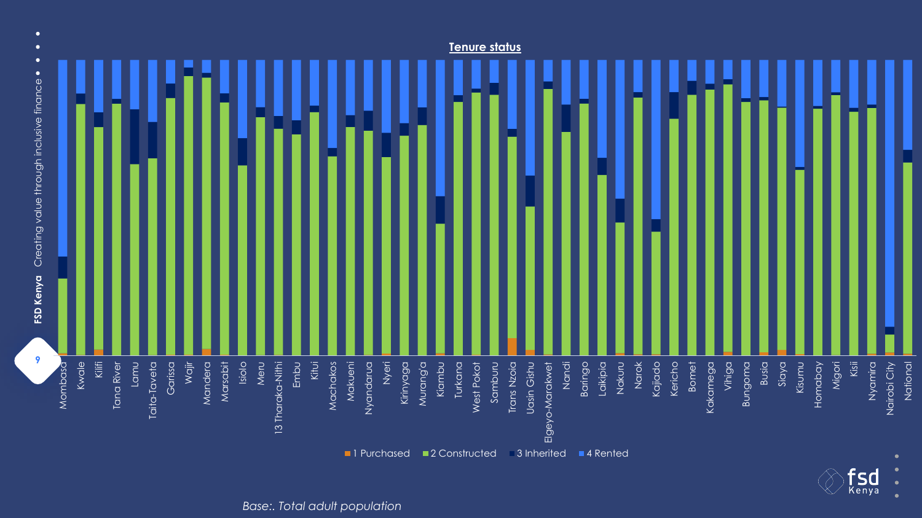## Tenure status

Mombasa
Kwale
Kilifi
Tana River
Lamu
Taita-Taveta
Garissa
Wajir
Mandera
Marsabit
Isiolo
Meru
13 Tharaka-Nithi
Embu
Kitui
Machakos
Makueni
Nyandarua
Nyeri
Kirinyaga
Murang'a
Kiambu
Turkana
West Pokot
Samburu
Trans Nzoia
Uasin Gishu
Elgeyo-Marakwet
Nandi
Baringo
Laikipia
Nakuru
Narok
Kajiado
Kericho
Bomet
Kakamega
Vihiga
Bungoma
Busia
Siaya
Kisumu
Homabay
Migori
Kisii
Nyamira
Nairobi City
National

1 Purchased
2 Constructed
3 Inherited
4 Rented

*Base:. Total adult population*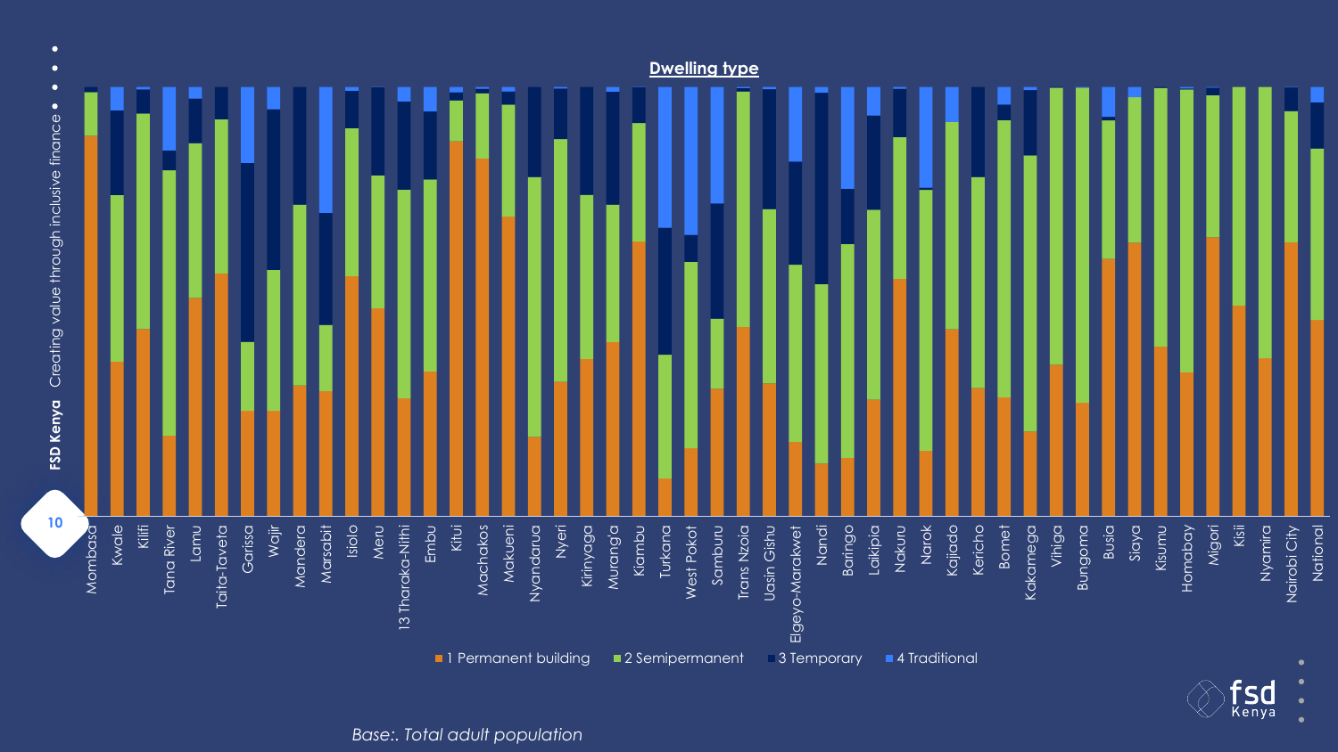## Dwelling type

Mombasa
Kwale
Kilifi
Tana River
Lamu
Taita-Taveta
Garissa
Wajir
Mandera
Marsabit
Isiolo
Meru
13 Tharaka-Nithi
Embu
Kitui
Machakos
Makueni
Nyandarua
Nyeri
Kirinyaga
Murang'a
Kiambu
Turkana
West Pokot
Samburu
Trans Nzoia
Uasin Gishu
Elgeyo-Marakwet
Nandi
Baringo
Laikipia
Nakuru
Narok
Kajiado
Kericho
Bomet
Kakamega
Vihiga
Bungoma
Busia
Siaya
Kisumu
Homabay
Migori
Kisii
Nyamira
Nairobi City
National

1 Permanent building
2 Semipermanent
3 Temporary
4 Traditional

*Base:. Total adult population*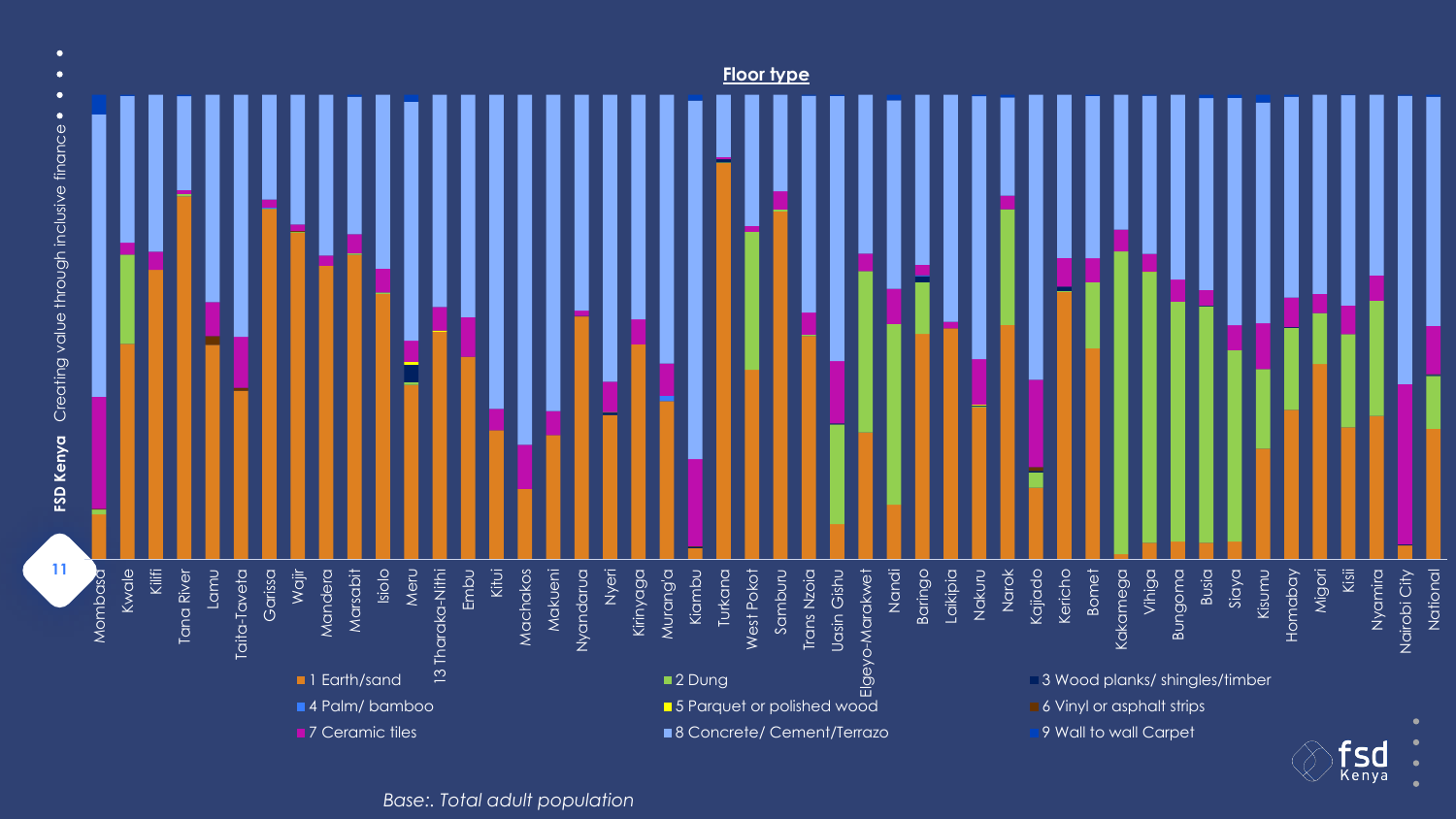## Floor type

Mombasa
Kwale
Kilifi
Tana River
Lamu
Taita-Taveta
Garissa
Wajir
Mandera
Marsabit
Isiolo
Meru
13 Tharaka-Nithi
Embu
Kitui
Machakos
Makueni
Nyandarua
Nyeri
Kirinyaga
Murang'a
Kiambu
Turkana
West Pokot
Samburu
Trans Nzoia
Uasin Gishu
Elgeyo-Marakwet
Nandi
Baringo
Laikipia
Nakuru
Narok
Kajiado
Kericho
Bomet
Kakamega
Vihiga
Bungoma
Busia
Siaya
Kisumu
Homabay
Migori
Kisii
Nyamira
Nairobi City
National

1 Earth/sand
2 Dung
3 Wood planks/ shingles/timber
4 Palm/ bamboo
5 Parquet or polished wood
6 Vinyl or asphalt strips
7 Ceramic tiles
8 Concrete/ Cement/Terrazo
9 Wall to wall Carpet

*Base:. Total adult population*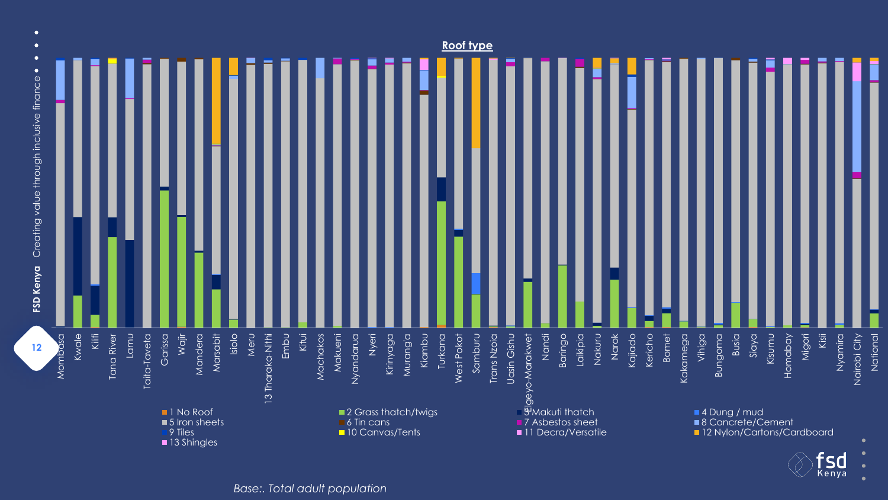## Roof type

Mombasa
Kwale
Kilifi
Tana River
Lamu
Taita-Taveta
Garissa
Wajir
Mandera
Marsabit
Isiolo
Meru
13 Tharaka-Nithi
Embu
Kitui
Machakos
Makueni
Nyandarua
Nyeri
Kirinyaga
Murang'a
Kiambu
Turkana
West Pokot
Samburu
Trans Nzoia
Uasin Gishu
Elgeyo-Marakwet
Nandi
Baringo
Laikipia
Nakuru
Narok
Kajiado
Kericho
Bomet
Kakamega
Vihiga
Bungoma
Busia
Siaya
Kisumu
Homabay
Migori
Kisii
Nyamira
Nairobi City
National

1 No Roof
2 Grass thatch/twigs
3 Makuti thatch
4 Dung / mud
5 Iron sheets
6 Tin cans
7 Asbestos sheet
8 Concrete/Cement
9 Tiles
10 Canvas/Tents
11 Decra/Versatile
12 Nylon/Cartons/Cardboard
13 Shingles

*Base:. Total adult population*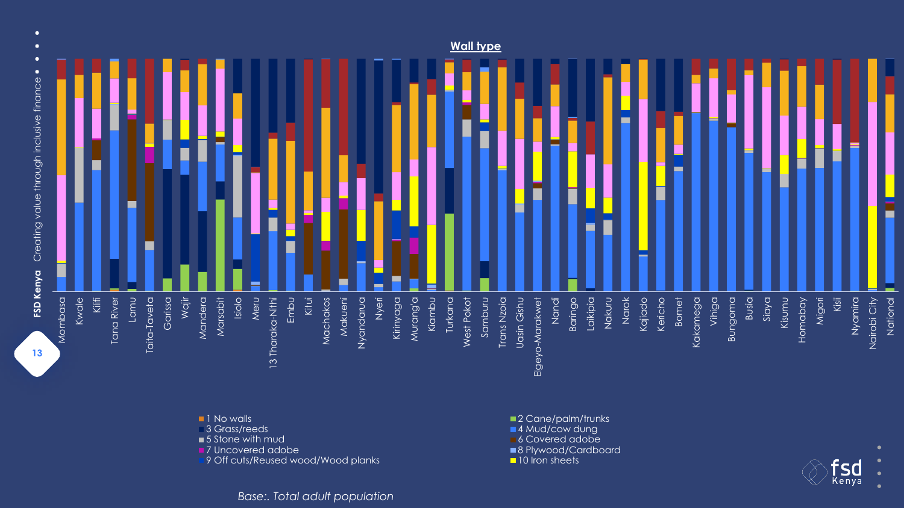## Wall type

Mombasa
Kwale
Kilifi
Tana River
Lamu
Taita-Taveta
Garissa
Wajir
Mandera
Marsabit
Isiolo
Meru
13 Tharaka-Nithi
Embu
Kitui
Machakos
Makueni
Nyandarua
Nyeri
Kirinyaga
Murang'a
Kiambu
Turkana
West Pokot
Samburu
Trans Nzoia
Uasin Gishu
Elgeyo-Marakwet
Nandi
Baringo
Laikipia
Nakuru
Narok
Kajiado
Kericho
Bomet
Kakamega
Vihiga
Bungoma
Busia
Siaya
Kisumu
Homabay
Migori
Kisii
Nyamira
Nairobi City
National

1 No walls
2 Cane/palm/trunks
3 Grass/reeds
4 Mud/cow dung
5 Stone with mud
6 Covered adobe
7 Uncovered adobe
8 Plywood/Cardboard
9 Off cuts/Reused wood/Wood planks
10 Iron sheets

*Base:. Total adult population*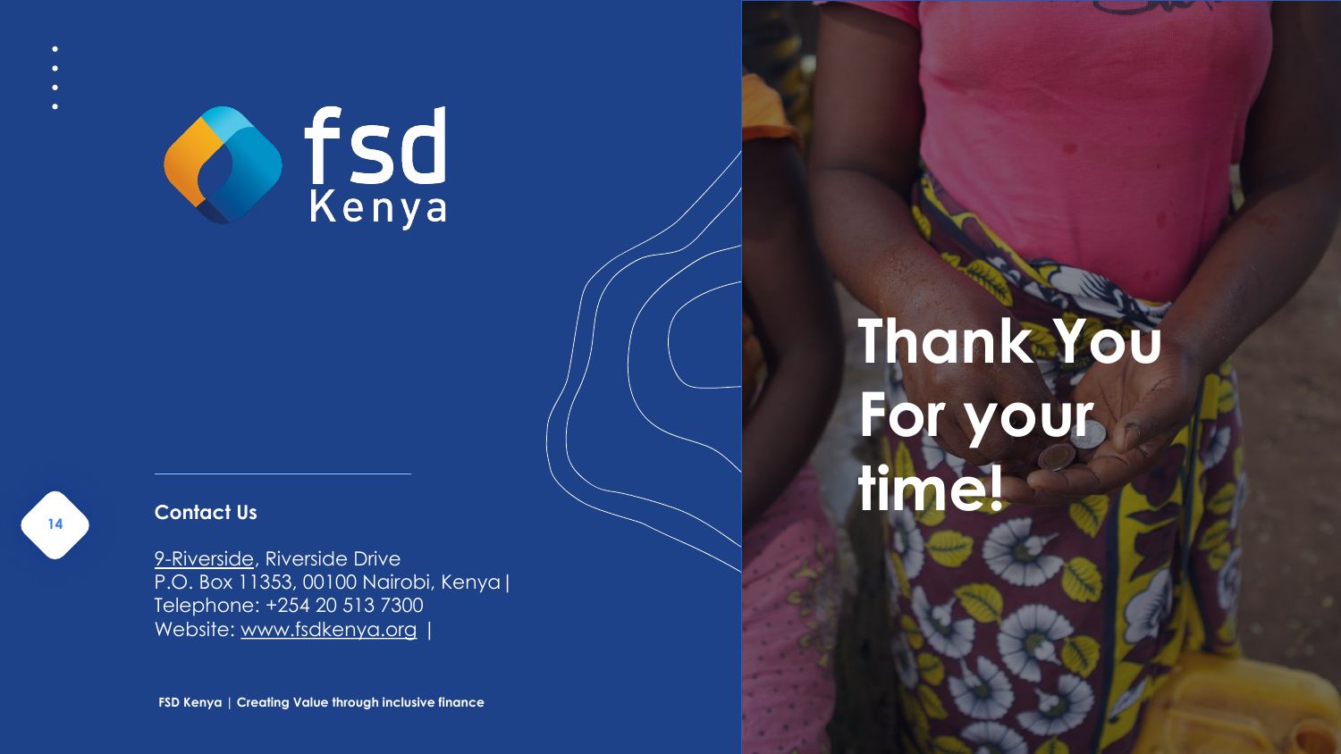fsd Kenya

# Thank You For your time!

## Contact Us

9-Riverside, Riverside Drive
P.O. Box 11353, 00100 Nairobi, Kenya |
Telephone: +254 20 513 7300
Website: www.fsdkenya.org |

**FSD Kenya | Creating Value through inclusive finance**